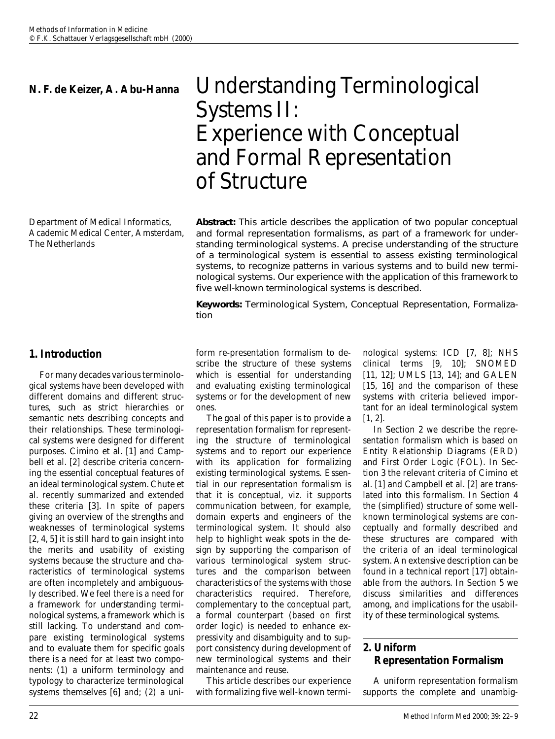**N. F. de Keizer, A. Abu-Hanna**

Department of Medical Informatics, Academic Medical Center, Amsterdam, The Netherlands

# Understanding Terminological Systems II: Experience with Conceptual and Formal Representation of Structure

**Abstract:** This article describes the application of two popular conceptual and formal representation formalisms, as part of a framework for understanding terminological systems. A precise understanding of the structure of a terminological system is essential to assess existing terminological systems, to recognize patterns in various systems and to build new terminological systems. Our experience with the application of this framework to five well-known terminological systems is described.

**Keywords:** Terminological System, Conceptual Representation, Formalization

## 1. Introduction

For many decades various terminological systems have been developed with different domains and different structures, such as strict hierarchies or semantic nets describing concepts and their relationships. These terminological systems were designed for different purposes. Cimino et al. [1] and Campbell et al. [2] describe criteria concerning the essential conceptual features of an ideal terminological system. Chute et al. recently summarized and extended these criteria [3]. In spite of papers giving an overview of the strengths and weaknesses of terminological systems [2, 4, 5] it is still hard to gain insight into the merits and usability of existing systems because the structure and characteristics of terminological systems are often incompletely and ambiguously described. We feel there is a need for a framework for understanding terminological systems, a framework which is still lacking. To understand and compare existing terminological systems and to evaluate them for specific goals there is a need for at least two components: (1) a uniform terminology and typology to characterize terminological systems themselves [6] and; (2) a uniform re-presentation formalism to describe the structure of these systems which is essential for understanding and evaluating existing terminological systems or for the development of new ones.

The goal of this paper is to provide a representation formalism for representing the structure of terminological systems and to report our experience with its application for formalizing existing terminological systems. Essential in our representation formalism is that it is conceptual, viz. it supports communication between, for example, domain experts and engineers of the terminological system. It should also help to highlight weak spots in the design by supporting the comparison of various terminological system structures and the comparison between characteristics of the systems with those characteristics required. Therefore, complementary to the conceptual part, a formal counterpart (based on first order logic) is needed to enhance expressivity and disambiguity and to support consistency during development of new terminological systems and their maintenance and reuse.

This article describes our experience with formalizing five well-known terminological systems: ICD [7, 8]; NHS clinical terms [9, 10]; SNOMED [11, 12]; UMLS [13, 14]; and GALEN [15, 16] and the comparison of these systems with criteria believed important for an ideal terminological system [1, 2].

In Section 2 we describe the representation formalism which is based on Entity Relationship Diagrams (ERD) and First Order Logic (FOL). In Section 3 the relevant criteria of Cimino et al. [1] and Campbell et al. [2] are translated into this formalism. In Section 4 the (simplified) structure of some well-known terminological systems are conceptually and formally described and these structures are compared with the criteria of an ideal terminological system. An extensive description can be found in a technical report [17] obtainable from the authors. In Section 5 we discuss similarities and differences among, and implications for the usability of these terminological systems.

## 2. Uniform Representation Formalism

A uniform representation formalism supports the complete and unambig-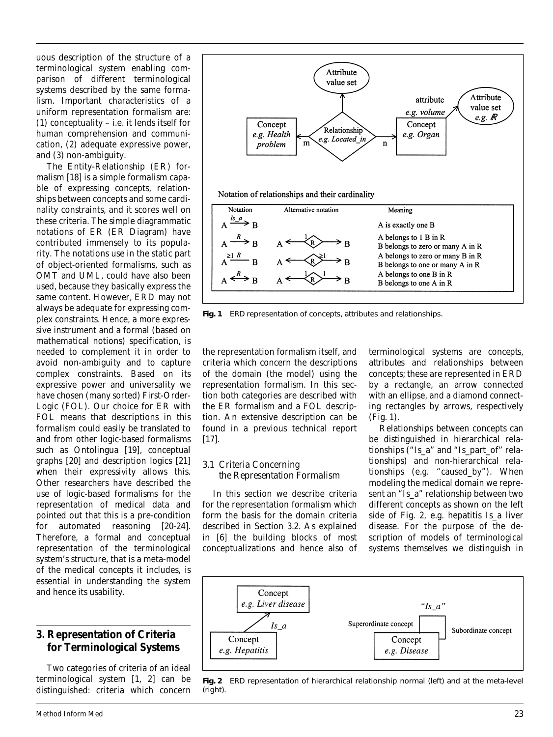uous description of the structure of a terminological system enabling comparison of different terminological systems described by the same formalism. Important characteristics of a uniform representation formalism are: (1) conceptuality – i.e. it lends itself for human comprehension and communication, (2) adequate expressive power, and (3) non-ambiguity.

The Entity-Relationship (ER) formalism [18] is a simple formalism capable of expressing concepts, relationships between concepts and some cardinality constraints, and it scores well on these criteria. The simple diagrammatic notations of ER (ER Diagram) have contributed immensely to its popularity. The notations use in the static part of object-oriented formalisms, such as OMT and UML, could have also been used, because they basically express the same content. However, ERD may not always be adequate for expressing complex constraints. Hence, a more expressive instrument and a formal (based on mathematical notions) specification, is needed to complement it in order to avoid non-ambiguity and to capture complex constraints. Based on its expressive power and universality we have chosen (many sorted) First-Order-Logic (FOL). Our choice for ER with FOL means that descriptions in this formalism could easily be translated to and from other logic-based formalisms such as Ontolingua [19], conceptual graphs [20] and description logics [21] when their expressivity allows this. Other researchers have described the use of logic-based formalisms for the representation of medical data and pointed out that this is a pre-condition for automated reasoning [20-24]. Therefore, a formal and conceptual representation of the terminological system's structure, that is a meta-model of the medical concepts it includes, is essential in understanding the system and hence its usability.

## 3. Representation of Criteria for Terminological Systems

Two categories of criteria of an ideal terminological system [1, 2] can be distinguished: criteria which concern the representation formalism itself, and criteria which concern the descriptions of the domain (the model) using the representation formalism. In this section both categories are described with the ER formalism and a FOL description. An extensive description can be found in a previous technical report [17].

### 3.1 Criteria Concerning the Representation Formalism

In this section we describe criteria for the representation formalism which form the basis for the domain criteria described in Section 3.2. As explained in [6] the building blocks of most conceptualizations and hence also of terminological systems are concepts, attributes and relationships between concepts; these are represented in ERD by a rectangle, an arrow connected with an ellipse, and a diamond connecting rectangles by arrows, respectively (Fig. 1).

Relationships between concepts can be distinguished in hierarchical relationships ("Is_a" and "Is_part_of" relationships) and non-hierarchical relationships (e.g. "caused_by"). When modeling the medical domain we represent an "Is_a" relationship between two different concepts as shown on the left side of Fig. 2, e.g. hepatitis Is_a liver disease. For the purpose of the description of models of terminological systems themselves we distinguish in

Notation of relationships and their cardinality

| Notation | Alternative notation | Meaning |
|---|---|---|
| A —Is_a→ B | | A is exactly one B |
| A —R→ B | A ← ⟨R⟩ 1 → B | A belongs to 1 B in R; B belongs to zero or many A in R |
| A —≥1 R→ B | A ← ⟨R⟩ ≥1 → B | A belongs to zero or many B in R; B belongs to one or many A in R |
| A ←R→ B | A ← 1 ⟨R⟩ 1 → B | A belongs to one B in R; B belongs to one A in R |

**Fig. 1** ERD representation of concepts, attributes and relationships.

**Fig. 2** ERD representation of hierarchical relationship normal (left) and at the meta-level (right).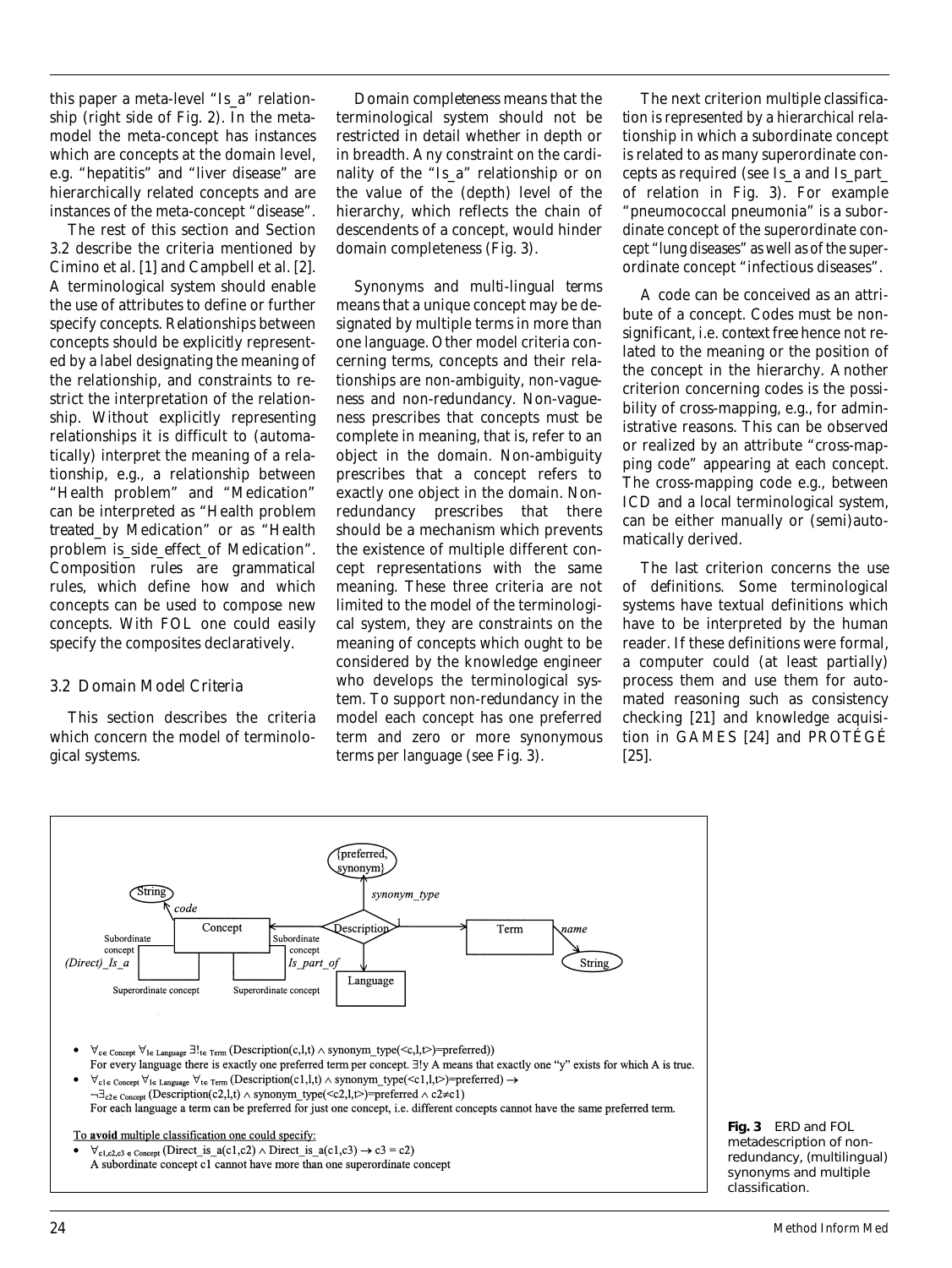this paper a meta-level "Is_a" relationship (right side of Fig. 2). In the meta-model the meta-concept has instances which are concepts at the domain level, e.g. "hepatitis" and "liver disease" are hierarchically related concepts and are instances of the meta-concept "disease".

The rest of this section and Section 3.2 describe the criteria mentioned by Cimino et al. [1] and Campbell et al. [2]. A terminological system should enable the use of attributes to define or further specify concepts. Relationships between concepts should be explicitly represented by a label designating the meaning of the relationship, and constraints to restrict the interpretation of the relationship. Without explicitly representing relationships it is difficult to (automatically) interpret the meaning of a relationship, e.g., a relationship between "Health problem" and "Medication" can be interpreted as "Health problem *treated_by* Medication" or as "Health problem *is_side_effect_of* Medication". Composition rules are grammatical rules, which define how and which concepts can be used to compose new concepts. With FOL one could easily specify the composites declaratively.

## 3.2 Domain Model Criteria

This section describes the criteria which concern the model of terminological systems.

Domain *completeness* means that the terminological system should not be restricted in detail whether in depth or in breadth. Any constraint on the cardinality of the "Is_a" relationship or on the value of the (depth) level of the hierarchy, which reflects the chain of descendents of a concept, would hinder domain completeness (Fig. 3).

Synonyms and multi-lingual terms means that a unique concept may be designated by multiple terms in more than one language. Other model criteria concerning terms, concepts and their relationships are non-ambiguity, non-vagueness and non-redundancy. Non-vagueness prescribes that concepts must be complete in meaning, that is, refer to an object in the domain. Non-ambiguity prescribes that a concept refers to exactly one object in the domain. Non-redundancy prescribes that there should be a mechanism which prevents the existence of multiple different concept representations with the same meaning. These three criteria are not limited to the model of the terminological system, they are constraints on the meaning of concepts which ought to be considered by the knowledge engineer who develops the terminological system. To support non-redundancy in the model each concept has one preferred term and zero or more synonymous terms per language (see Fig. 3).

The next criterion multiple classification is represented by a hierarchical relationship in which a subordinate concept is related to as many superordinate concepts as required (see Is_a and Is_part_of relation in Fig. 3). For example "pneumococcal pneumonia" is a subordinate concept of the superordinate concept "lung diseases" as well as of the superordinate concept "infectious diseases".

A code can be conceived as an attribute of a concept. Codes must be non-significant, i.e. *context free* hence not related to the meaning or the position of the concept in the hierarchy. Another criterion concerning codes is the possibility of cross-mapping, e.g., for administrative reasons. This can be observed or realized by an attribute "cross-mapping code" appearing at each concept. The cross-mapping code e.g., between ICD and a local terminological system, can be either manually or (semi)automatically derived.

The last criterion concerns the use of definitions. Some terminological systems have textual definitions which have to be interpreted by the human reader. If these definitions were formal, a computer could (at least partially) process them and use them for automated reasoning such as consistency checking [21] and knowledge acquisition in GAMES [24] and PROTÉGÉ [25].

- $\forall_{c \in Concept} \forall_{l \in Language} \exists!_{t \in Term} (Description(c,l,t) \wedge synonym\_type(<c,l,t>)=preferred))$
  For every language there is exactly one preferred term per concept. $\exists!y$ A means that exactly one "y" exists for which A is true.
- $\forall_{c1 \in Concept} \forall_{l \in Language} \forall_{t \in Term} (Description(c1,l,t) \wedge synonym\_type(<c1,l,t>)=preferred) \rightarrow \neg\exists_{c2 \in Concept} (Description(c2,l,t) \wedge synonym\_type(<c2,l,t>)=preferred \wedge c2 \neq c1)$
  For each language a term can be preferred for just one concept, i.e. different concepts cannot have the same preferred term.

To avoid multiple classification one could specify:

- $\forall_{c1,c2,c3 \in Concept} (Direct\_is\_a(c1,c2) \wedge Direct\_is\_a(c1,c3) \rightarrow c3 = c2)$
  A subordinate concept c1 cannot have more than one superordinate concept

**Fig. 3** ERD and FOL metadescription of non-redundancy, (multilingual) synonyms and multiple classification.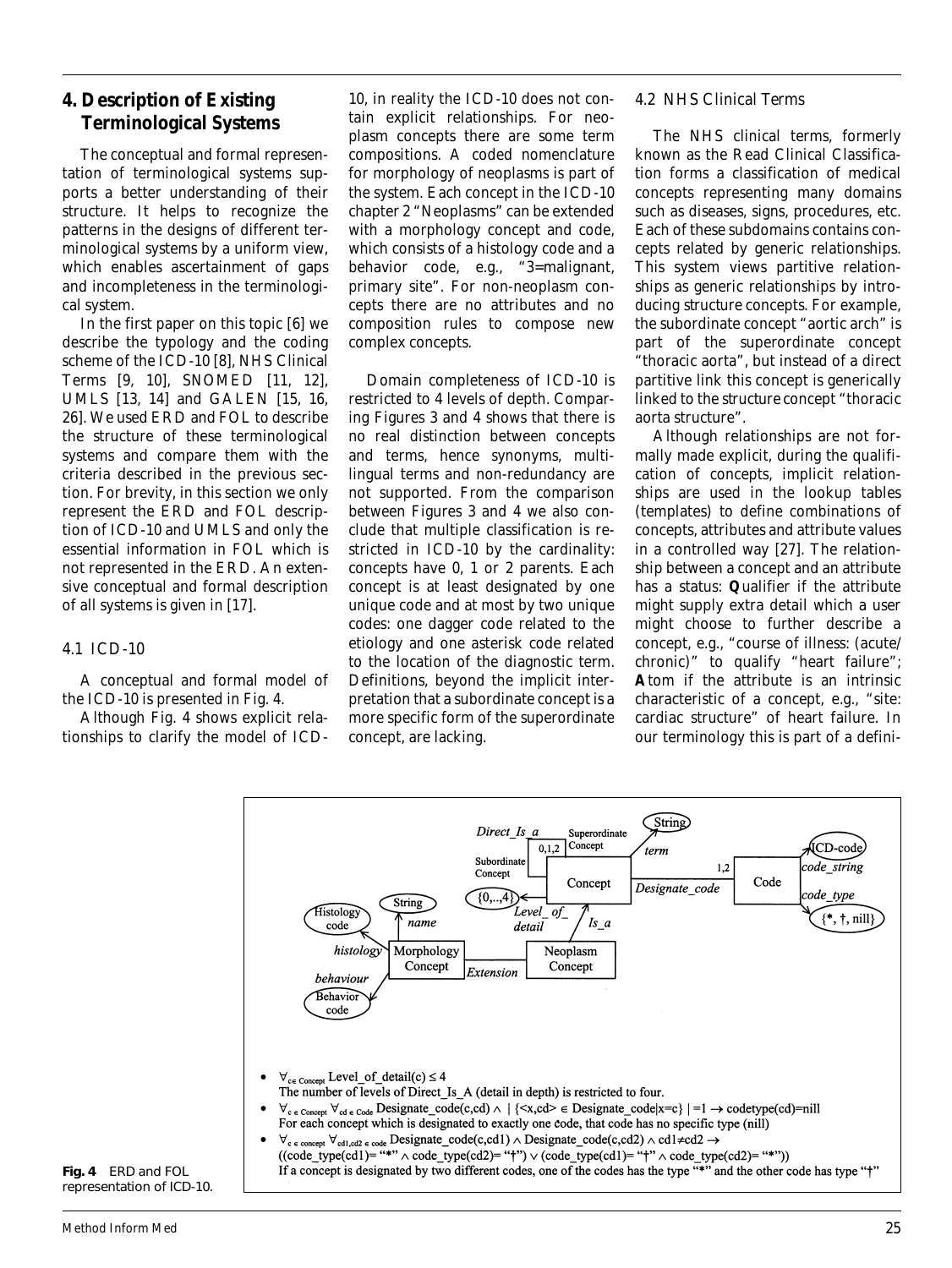## 4. Description of Existing Terminological Systems

The conceptual and formal representation of terminological systems supports a better understanding of their structure. It helps to recognize the patterns in the designs of different terminological systems by a uniform view, which enables ascertainment of gaps and incompleteness in the terminological system.

In the first paper on this topic [6] we describe the typology and the coding scheme of the ICD-10 [8], NHS Clinical Terms [9, 10], SNOMED [11, 12], UMLS [13, 14] and GALEN [15, 16, 26]. We used ERD and FOL to describe the structure of these terminological systems and compare them with the criteria described in the previous section. For brevity, in this section we only represent the ERD and FOL description of ICD-10 and UMLS and only the essential information in FOL which is not represented in the ERD. An extensive conceptual and formal description of all systems is given in [17].

### 4.1 ICD-10

A conceptual and formal model of the ICD-10 is presented in Fig. 4.

Although Fig. 4 shows explicit relationships to clarify the model of ICD-10, in reality the ICD-10 does not contain explicit relationships. For neoplasm concepts there are some term compositions. A coded nomenclature for morphology of neoplasms is part of the system. Each concept in the ICD-10 chapter 2 "Neoplasms" can be extended with a morphology concept and code, which consists of a histology code and a behavior code, e.g., "3=malignant, primary site". For non-neoplasm concepts there are no attributes and no composition rules to compose new complex concepts.

Domain completeness of ICD-10 is restricted to 4 levels of depth. Comparing Figures 3 and 4 shows that there is no real distinction between concepts and terms, hence synonyms, multilingual terms and non-redundancy are not supported. From the comparison between Figures 3 and 4 we also conclude that multiple classification is restricted in ICD-10 by the cardinality: concepts have 0, 1 or 2 parents. Each concept is at least designated by one unique code and at most by two unique codes: one dagger code related to the etiology and one asterisk code related to the location of the diagnostic term. Definitions, beyond the implicit interpretation that a subordinate concept is a more specific form of the superordinate concept, are lacking.

### 4.2 NHS Clinical Terms

The NHS clinical terms, formerly known as the Read Clinical Classification forms a classification of medical concepts representing many domains such as diseases, signs, procedures, etc. Each of these subdomains contains concepts related by generic relationships. This system views partitive relationships as generic relationships by introducing structure concepts. For example, the subordinate concept "aortic arch" is part of the superordinate concept "thoracic aorta", but instead of a direct partitive link this concept is generically linked to the structure concept "thoracic aorta structure".

Although relationships are not formally made explicit, during the qualification of concepts, implicit relationships are used in the lookup tables (templates) to define combinations of concepts, attributes and attribute values in a controlled way [27]. The relationship between a concept and an attribute has a status: **Q**ualifier if the attribute might supply extra detail which a user might choose to further describe a concept, e.g., "course of illness: (acute/chronic)" to qualify "heart failure"; **A**tom if the attribute is an intrinsic characteristic of a concept, e.g., "site: cardiac structure" of heart failure. In our terminology this is part of a defini-

- $\forall_{c \in Concept}$ Level_of_detail(c) $\leq 4$
  The number of levels of Direct_Is_A (detail in depth) is restricted to four.
- $\forall_{c \in Concept} \forall_{cd \in Code}$ Designate_code(c,cd) $\wedge$ $|\{<x,cd> \in \text{Designate\_code} | x=c\}| = 1 \rightarrow$ codetype(cd)=nill
  For each concept which is designated to exactly one code, that code has no specific type (nill)
- $\forall_{c \in concept} \forall_{cd1,cd2 \in code}$ Designate_code(c,cd1) $\wedge$ Designate_code(c,cd2) $\wedge$ cd1$\neq$cd2 $\rightarrow$ ((code_type(cd1)= "*" $\wedge$ code_type(cd2)= "†") $\vee$ (code_type(cd1)= "†" $\wedge$ code_type(cd2)= "*"))
  If a concept is designated by two different codes, one of the codes has the type "*" and the other code has type "†"

**Fig. 4** ERD and FOL representation of ICD-10.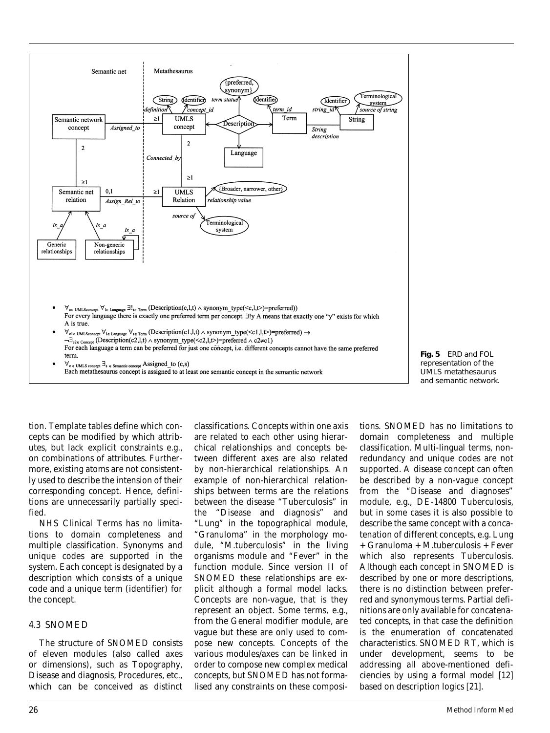- $\forall_{c \in \text{UMLSconcept}} \forall_{l \in \text{Language}} \exists!_{t \in \text{Term}} (\text{Description}(c,l,t) \wedge \text{synonym\_type}(\langle c,l,t \rangle)=\text{preferred}))$
  For every language there is exactly one preferred term per concept. $\exists!y$ A means that exactly one "y" exists for which A is true.
- $\forall_{c1 \in \text{UMLSconcept}} \forall_{l \in \text{Language}} \forall_{t \in \text{Term}} (\text{Description}(c1,l,t) \wedge \text{synonym\_type}(\langle c1,l,t \rangle)=\text{preferred}) \rightarrow$
  $\neg\exists_{c2 \in \text{Concept}} (\text{Description}(c2,l,t) \wedge \text{synonym\_type}(\langle c2,l,t \rangle)=\text{preferred} \wedge c2 \neq c1)$
  For each language a term can be preferred for just one concept, i.e. different concepts cannot have the same preferred term.
- $\forall_{c \in \text{UMLS concept}} \exists_{s \in \text{Semantic concept}} \text{Assigned\_to}(c,s)$
  Each metathesaurus concept is assigned to at least one semantic concept in the semantic network

**Fig. 5** ERD and FOL representation of the UMLS metathesaurus and semantic network.

tion. Template tables define which concepts can be modified by which attributes, but lack explicit constraints e.g., on combinations of attributes. Furthermore, existing atoms are not consistently used to describe the intension of their corresponding concept. Hence, definitions are unnecessarily partially specified.

NHS Clinical Terms has no limitations to domain completeness and multiple classification. Synonyms and unique codes are supported in the system. Each concept is designated by a description which consists of a unique code and a unique term (identifier) for the concept.

### 4.3 SNOMED

The structure of SNOMED consists of eleven modules (also called axes or dimensions), such as Topography, Disease and diagnosis, Procedures, etc., which can be conceived as distinct classifications. Concepts within one axis are related to each other using hierarchical relationships and concepts between different axes are also related by non-hierarchical relationships. An example of non-hierarchical relationships between terms are the relations between the disease "Tuberculosis" in the "Disease and diagnosis" and "Lung" in the topographical module, "Granuloma" in the morphology module, "M.tuberculosis" in the living organisms module and "Fever" in the function module. Since version II of SNOMED these relationships are explicit although a formal model lacks. Concepts are non-vague, that is they represent an object. Some terms, e.g., from the General modifier module, are vague but these are only used to compose new concepts. Concepts of the various modules/axes can be linked in order to compose new complex medical concepts, but SNOMED has not formalised any constraints on these compositions. SNOMED has no limitations to domain completeness and multiple classification. Multi-lingual terms, non-redundancy and unique codes are not supported. A disease concept can often be described by a non-vague concept from the "Disease and diagnoses" module, e.g., DE-14800 Tuberculosis, but in some cases it is also possible to describe the same concept with a concatenation of different concepts, e.g. Lung + Granuloma + M.tuberculosis + Fever which also represents Tuberculosis. Although each concept in SNOMED is described by one or more descriptions, there is no distinction between preferred and synonymous terms. Partial definitions are only available for concatenated concepts, in that case the definition is the enumeration of concatenated characteristics. SNOMED RT, which is under development, seems to be addressing all above-mentioned deficiencies by using a formal model [12] based on description logics [21].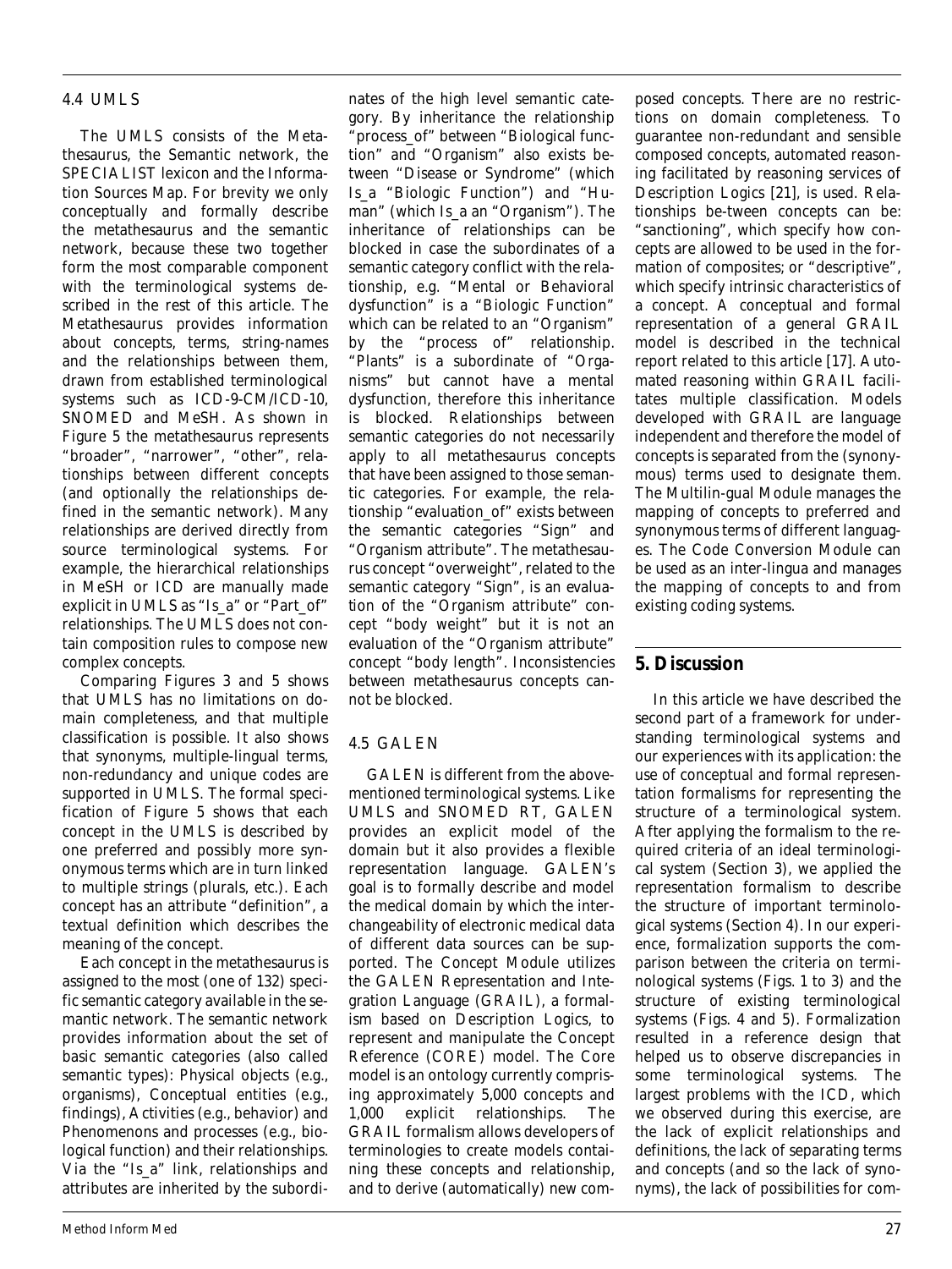### 4.4 UMLS

The UMLS consists of the Metathesaurus, the Semantic network, the SPECIALIST lexicon and the Information Sources Map. For brevity we only conceptually and formally describe the metathesaurus and the semantic network, because these two together form the most comparable component with the terminological systems described in the rest of this article. The Metathesaurus provides information about concepts, terms, string-names and the relationships between them, drawn from established terminological systems such as ICD-9-CM/ICD-10, SNOMED and MeSH. As shown in Figure 5 the metathesaurus represents "broader", "narrower", "other", relationships between different concepts (and optionally the relationships defined in the semantic network). Many relationships are derived directly from source terminological systems. For example, the hierarchical relationships in MeSH or ICD are manually made explicit in UMLS as "Is_a" or "Part_of" relationships. The UMLS does not contain composition rules to compose new complex concepts.

Comparing Figures 3 and 5 shows that UMLS has no limitations on domain completeness, and that multiple classification is possible. It also shows that synonyms, multiple-lingual terms, non-redundancy and unique codes are supported in UMLS. The formal specification of Figure 5 shows that each concept in the UMLS is described by one preferred and possibly more synonymous terms which are in turn linked to multiple strings (plurals, etc.). Each concept has an attribute "definition", a textual definition which describes the meaning of the concept.

Each concept in the metathesaurus is assigned to the most (one of 132) specific semantic category available in the semantic network. The semantic network provides information about the set of basic semantic categories (also called semantic types): Physical objects (e.g., organisms), Conceptual entities (e.g., findings), Activities (e.g., behavior) and Phenomenons and processes (e.g., biological function) and their relationships. Via the "Is_a" link, relationships and attributes are inherited by the subordinates of the high level semantic category. By inheritance the relationship "process_of" between "Biological function" and "Organism" also exists between "Disease or Syndrome" (which Is_a "Biologic Function") and "Human" (which Is_a an "Organism"). The inheritance of relationships can be blocked in case the subordinates of a semantic category conflict with the relationship, e.g. "Mental or Behavioral dysfunction" is a "Biologic Function" which can be related to an "Organism" by the "process of" relationship. "Plants" is a subordinate of "Organisms" but cannot have a mental dysfunction, therefore this inheritance is blocked. Relationships between semantic categories do not necessarily apply to all metathesaurus concepts that have been assigned to those semantic categories. For example, the relationship "evaluation_of" exists between the semantic categories "Sign" and "Organism attribute". The metathesaurus concept "overweight", related to the semantic category "Sign", is an evaluation of the "Organism attribute" concept "body weight" but it is not an evaluation of the "Organism attribute" concept "body length". Inconsistencies between metathesaurus concepts cannot be blocked.

### 4.5 GALEN

GALEN is different from the above-mentioned terminological systems. Like UMLS and SNOMED RT, GALEN provides an explicit model of the domain but it also provides a flexible representation language. GALEN's goal is to formally describe and model the medical domain by which the interchangeability of electronic medical data of different data sources can be supported. The Concept Module utilizes the GALEN Representation and Integration Language (GRAIL), a formalism based on Description Logics, to represent and manipulate the Concept Reference (CORE) model. The Core model is an ontology currently comprising approximately 5,000 concepts and 1,000 explicit relationships. The GRAIL formalism allows developers of terminologies to create models containing these concepts and relationship, and to derive (automatically) new composed concepts. There are no restrictions on domain completeness. To guarantee non-redundant and sensible composed concepts, automated reasoning facilitated by reasoning services of Description Logics [21], is used. Relationships be-tween concepts can be: "sanctioning", which specify how concepts are allowed to be used in the formation of composites; or "descriptive", which specify intrinsic characteristics of a concept. A conceptual and formal representation of a general GRAIL model is described in the technical report related to this article [17]. Automated reasoning within GRAIL facilitates multiple classification. Models developed with GRAIL are language independent and therefore the model of concepts is separated from the (synonymous) terms used to designate them. The Multilin-gual Module manages the mapping of concepts to preferred and synonymous terms of different languages. The Code Conversion Module can be used as an inter-lingua and manages the mapping of concepts to and from existing coding systems.

## 5. Discussion

In this article we have described the second part of a framework for understanding terminological systems and our experiences with its application: the use of conceptual and formal representation formalisms for representing the structure of a terminological system. After applying the formalism to the required criteria of an ideal terminological system (Section 3), we applied the representation formalism to describe the structure of important terminological systems (Section 4). In our experience, formalization supports the comparison between the criteria on terminological systems (Figs. 1 to 3) and the structure of existing terminological systems (Figs. 4 and 5). Formalization resulted in a reference design that helped us to observe discrepancies in some terminological systems. The largest problems with the ICD, which we observed during this exercise, are the lack of explicit relationships and definitions, the lack of separating terms and concepts (and so the lack of synonyms), the lack of possibilities for com-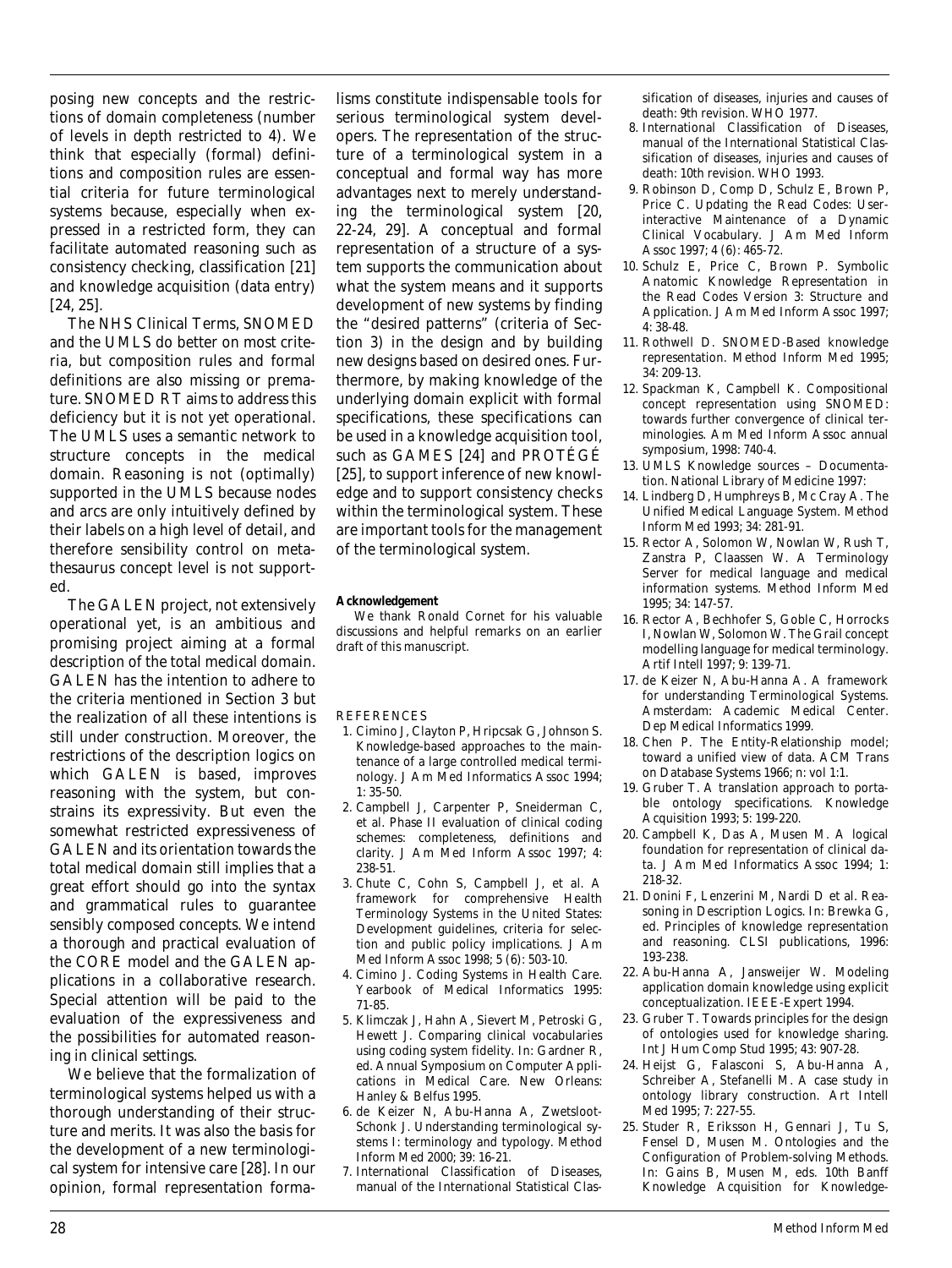posing new concepts and the restrictions of domain completeness (number of levels in depth restricted to 4). We think that especially (formal) definitions and composition rules are essential criteria for future terminological systems because, especially when expressed in a restricted form, they can facilitate automated reasoning such as consistency checking, classification [21] and knowledge acquisition (data entry) [24, 25].

The NHS Clinical Terms, SNOMED and the UMLS do better on most criteria, but composition rules and formal definitions are also missing or premature. SNOMED RT aims to address this deficiency but it is not yet operational. The UMLS uses a semantic network to structure concepts in the medical domain. Reasoning is not (optimally) supported in the UMLS because nodes and arcs are only intuitively defined by their labels on a high level of detail, and therefore sensibility control on metathesaurus concept level is not supported.

The GALEN project, not extensively operational yet, is an ambitious and promising project aiming at a formal description of the total medical domain. GALEN has the intention to adhere to the criteria mentioned in Section 3 but the realization of all these intentions is still under construction. Moreover, the restrictions of the description logics on which GALEN is based, improves reasoning with the system, but constrains its expressivity. But even the somewhat restricted expressiveness of GALEN and its orientation towards the total medical domain still implies that a great effort should go into the syntax and grammatical rules to guarantee sensibly composed concepts. We intend a thorough and practical evaluation of the CORE model and the GALEN applications in a collaborative research. Special attention will be paid to the evaluation of the expressiveness and the possibilities for automated reasoning in clinical settings.

We believe that the formalization of terminological systems helped us with a thorough understanding of their structure and merits. It was also the basis for the development of a new terminological system for intensive care [28]. In our opinion, formal representation formalisms constitute indispensable tools for serious terminological system developers. The representation of the structure of a terminological system in a conceptual and formal way has more advantages next to merely understanding the terminological system [20, 22-24, 29]. A conceptual and formal representation of a structure of a system supports the communication about what the system means and it supports development of new systems by finding the "desired patterns" (criteria of Section 3) in the design and by building new designs based on desired ones. Furthermore, by making knowledge of the underlying domain explicit with formal specifications, these specifications can be used in a knowledge acquisition tool, such as GAMES [24] and PROTÉGÉ [25], to support inference of new knowledge and to support consistency checks within the terminological system. These are important tools for the management of the terminological system.

**Acknowledgement**

We thank Ronald Cornet for his valuable discussions and helpful remarks on an earlier draft of this manuscript.

## REFERENCES

1. Cimino J, Clayton P, Hripcsak G, Johnson S. Knowledge-based approaches to the maintenance of a large controlled medical terminology. J Am Med Informatics Assoc 1994; 1: 35-50.
2. Campbell J, Carpenter P, Sneiderman C, et al. Phase II evaluation of clinical coding schemes: completeness, definitions and clarity. J Am Med Inform Assoc 1997; 4: 238-51.
3. Chute C, Cohn S, Campbell J, et al. A framework for comprehensive Health Terminology Systems in the United States: Development guidelines, criteria for selection and public policy implications. J Am Med Inform Assoc 1998; 5 (6): 503-10.
4. Cimino J. Coding Systems in Health Care. Yearbook of Medical Informatics 1995: 71-85.
5. Klimczak J, Hahn A, Sievert M, Petroski G, Hewett J. Comparing clinical vocabularies using coding system fidelity. In: Gardner R, ed. Annual Symposium on Computer Applications in Medical Care. New Orleans: Hanley & Belfus 1995.
6. de Keizer N, Abu-Hanna A, Zwetsloot-Schonk J. Understanding terminological systems I: terminology and typology. Method Inform Med 2000; 39: 16-21.
7. International Classification of Diseases, manual of the International Statistical Classification of diseases, injuries and causes of death: 9th revision. WHO 1977.
8. International Classification of Diseases, manual of the International Statistical Classification of diseases, injuries and causes of death: 10th revision. WHO 1993.
9. Robinson D, Comp D, Schulz E, Brown P, Price C. Updating the Read Codes: User-interactive Maintenance of a Dynamic Clinical Vocabulary. J Am Med Inform Assoc 1997; 4 (6): 465-72.
10. Schulz E, Price C, Brown P. Symbolic Anatomic Knowledge Representation in the Read Codes Version 3: Structure and Application. J Am Med Inform Assoc 1997; 4: 38-48.
11. Rothwell D. SNOMED-Based knowledge representation. Method Inform Med 1995; 34: 209-13.
12. Spackman K, Campbell K. Compositional concept representation using SNOMED: towards further convergence of clinical terminologies. Am Med Inform Assoc annual symposium, 1998: 740-4.
13. UMLS Knowledge sources – Documentation. National Library of Medicine 1997:
14. Lindberg D, Humphreys B, Mc Cray A. The Unified Medical Language System. Method Inform Med 1993; 34: 281-91.
15. Rector A, Solomon W, Nowlan W, Rush T, Zanstra P, Claassen W. A Terminology Server for medical language and medical information systems. Method Inform Med 1995; 34: 147-57.
16. Rector A, Bechhofer S, Goble C, Horrocks I, Nowlan W, Solomon W. The Grail concept modelling language for medical terminology. Artif Intell 1997; 9: 139-71.
17. de Keizer N, Abu-Hanna A. A framework for understanding Terminological Systems. Amsterdam: Academic Medical Center. Dep Medical Informatics 1999.
18. Chen P. The Entity-Relationship model; toward a unified view of data. ACM Trans on Database Systems 1966; n: vol 1:1.
19. Gruber T. A translation approach to portable ontology specifications. Knowledge Acquisition 1993; 5: 199-220.
20. Campbell K, Das A, Musen M. A logical foundation for representation of clinical data. J Am Med Informatics Assoc 1994; 1: 218-32.
21. Donini F, Lenzerini M, Nardi D et al. Reasoning in Description Logics. In: Brewka G, ed. Principles of knowledge representation and reasoning. CLSI publications, 1996: 193-238.
22. Abu-Hanna A, Jansweijer W. Modeling application domain knowledge using explicit conceptualization. IEEE-Expert 1994.
23. Gruber T. Towards principles for the design of ontologies used for knowledge sharing. Int J Hum Comp Stud 1995; 43: 907-28.
24. Heijst G, Falasconi S, Abu-Hanna A, Schreiber A, Stefanelli M. A case study in ontology library construction. Art Intell Med 1995; 7: 227-55.
25. Studer R, Eriksson H, Gennari J, Tu S, Fensel D, Musen M. Ontologies and the Configuration of Problem-solving Methods. In: Gains B, Musen M, eds. 10th Banff Knowledge Acquisition for Knowledge-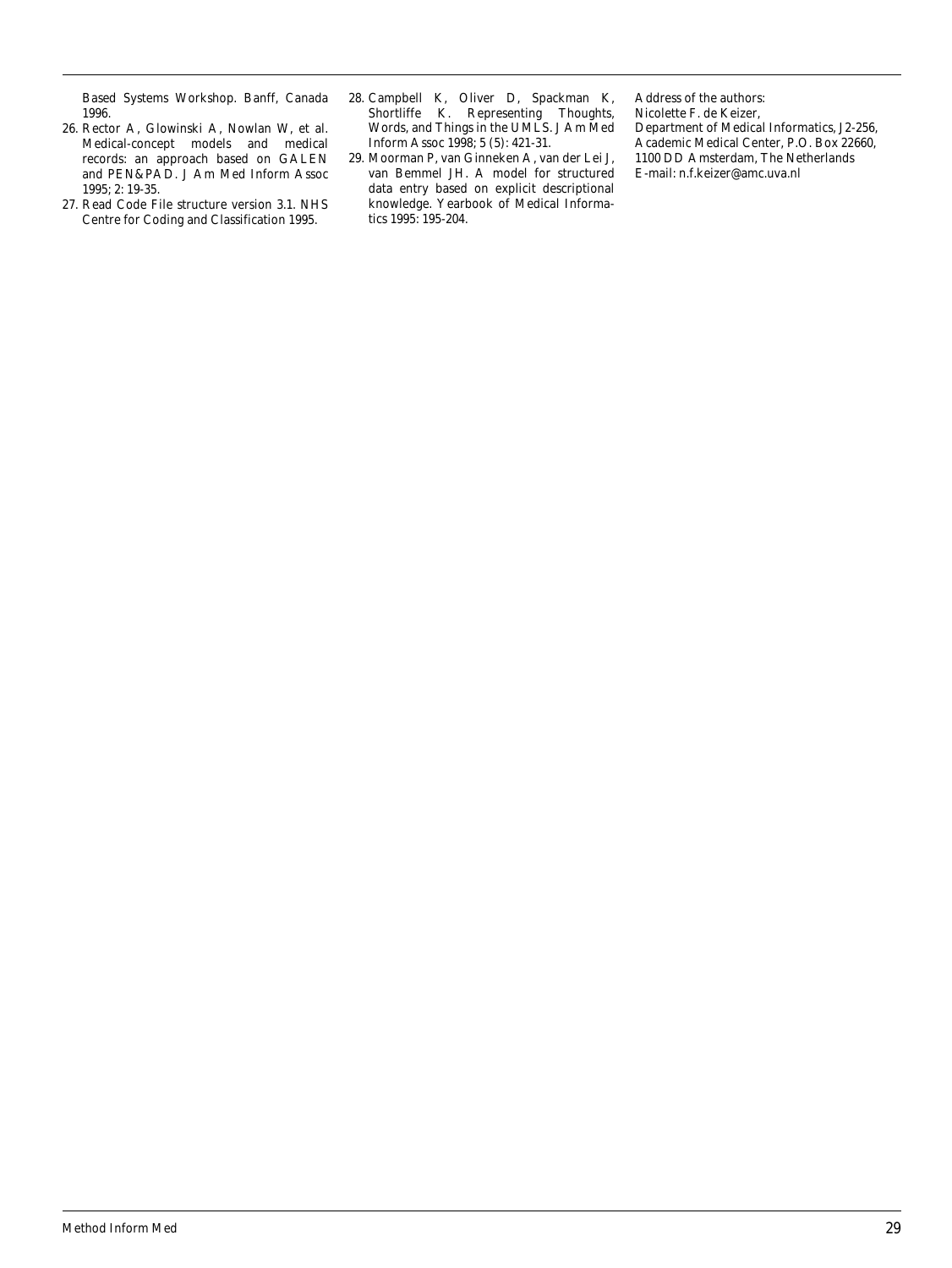Based Systems Workshop. Banff, Canada 1996.

26. Rector A, Glowinski A, Nowlan W, et al. Medical-concept models and medical records: an approach based on GALEN and PEN&PAD. J Am Med Inform Assoc 1995; 2: 19-35.
27. Read Code File structure version 3.1. NHS Centre for Coding and Classification 1995.
28. Campbell K, Oliver D, Spackman K, Shortliffe K. Representing Thoughts, Words, and Things in the UMLS. J Am Med Inform Assoc 1998; 5 (5): 421-31.
29. Moorman P, van Ginneken A, van der Lei J, van Bemmel JH. A model for structured data entry based on explicit descriptional knowledge. Yearbook of Medical Informatics 1995: 195-204.

Address of the authors:
Nicolette F. de Keizer,
Department of Medical Informatics, J2-256,
Academic Medical Center, P.O. Box 22660,
1100 DD Amsterdam, The Netherlands
E-mail: n.f.keizer@amc.uva.nl